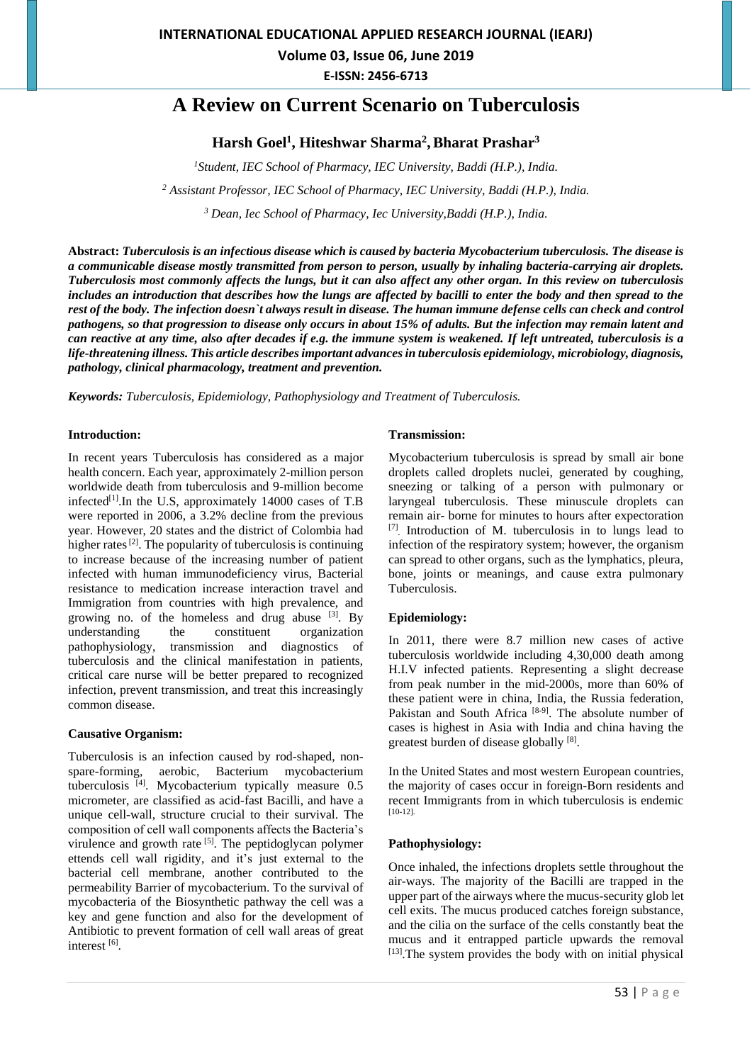# A Review on Current Scenario on Tuberculosis

**Harsh Goel[1], Hiteshwar Sharma[2], Bharat Prashar[3]**

[1]*Student, IEC School of Pharmacy, IEC University, Baddi (H.P.), India.*

[2] *Assistant Professor, IEC School of Pharmacy, IEC University, Baddi (H.P.), India.*

[3] *Dean, Iec School of Pharmacy, Iec University,Baddi (H.P.), India.*

**Abstract:** ***Tuberculosis is an infectious disease which is caused by bacteria Mycobacterium tuberculosis. The disease is a communicable disease mostly transmitted from person to person, usually by inhaling bacteria-carrying air droplets. Tuberculosis most commonly affects the lungs, but it can also affect any other organ. In this review on tuberculosis includes an introduction that describes how the lungs are affected by bacilli to enter the body and then spread to the rest of the body. The infection doesn`t always result in disease. The human immune defense cells can check and control pathogens, so that progression to disease only occurs in about 15% of adults. But the infection may remain latent and can reactive at any time, also after decades if e.g. the immune system is weakened. If left untreated, tuberculosis is a life-threatening illness. This article describes important advances in tuberculosis epidemiology, microbiology, diagnosis, pathology, clinical pharmacology, treatment and prevention.***

***Keywords:*** *Tuberculosis, Epidemiology, Pathophysiology and Treatment of Tuberculosis.*

### Introduction:

In recent years Tuberculosis has considered as a major health concern. Each year, approximately 2-million person worldwide death from tuberculosis and 9-million become infected[1].In the U.S, approximately 14000 cases of T.B were reported in 2006, a 3.2% decline from the previous year. However, 20 states and the district of Colombia had higher rates [2]. The popularity of tuberculosis is continuing to increase because of the increasing number of patient infected with human immunodeficiency virus, Bacterial resistance to medication increase interaction travel and Immigration from countries with high prevalence, and growing no. of the homeless and drug abuse [3]. By understanding the constituent organization pathophysiology, transmission and diagnostics of tuberculosis and the clinical manifestation in patients, critical care nurse will be better prepared to recognized infection, prevent transmission, and treat this increasingly common disease.

### Causative Organism:

Tuberculosis is an infection caused by rod-shaped, non-spare-forming, aerobic, Bacterium mycobacterium tuberculosis [4]. Mycobacterium typically measure 0.5 micrometer, are classified as acid-fast Bacilli, and have a unique cell-wall, structure crucial to their survival. The composition of cell wall components affects the Bacteria's virulence and growth rate [5]. The peptidoglycan polymer ettends cell wall rigidity, and it's just external to the bacterial cell membrane, another contributed to the permeability Barrier of mycobacterium. To the survival of mycobacteria of the Biosynthetic pathway the cell was a key and gene function and also for the development of Antibiotic to prevent formation of cell wall areas of great interest [6].

### Transmission:

Mycobacterium tuberculosis is spread by small air bone droplets called droplets nuclei, generated by coughing, sneezing or talking of a person with pulmonary or laryngeal tuberculosis. These minuscule droplets can remain air- borne for minutes to hours after expectoration [7]. Introduction of M. tuberculosis in to lungs lead to infection of the respiratory system; however, the organism can spread to other organs, such as the lymphatics, pleura, bone, joints or meanings, and cause extra pulmonary Tuberculosis.

### Epidemiology:

In 2011, there were 8.7 million new cases of active tuberculosis worldwide including 4,30,000 death among H.I.V infected patients. Representing a slight decrease from peak number in the mid-2000s, more than 60% of these patient were in china, India, the Russia federation, Pakistan and South Africa [8-9]. The absolute number of cases is highest in Asia with India and china having the greatest burden of disease globally [8].

In the United States and most western European countries, the majority of cases occur in foreign-Born residents and recent Immigrants from in which tuberculosis is endemic [10-12].

### Pathophysiology:

Once inhaled, the infections droplets settle throughout the air-ways. The majority of the Bacilli are trapped in the upper part of the airways where the mucus-security glob let cell exits. The mucus produced catches foreign substance, and the cilia on the surface of the cells constantly beat the mucus and it entrapped particle upwards the removal [13].The system provides the body with on initial physical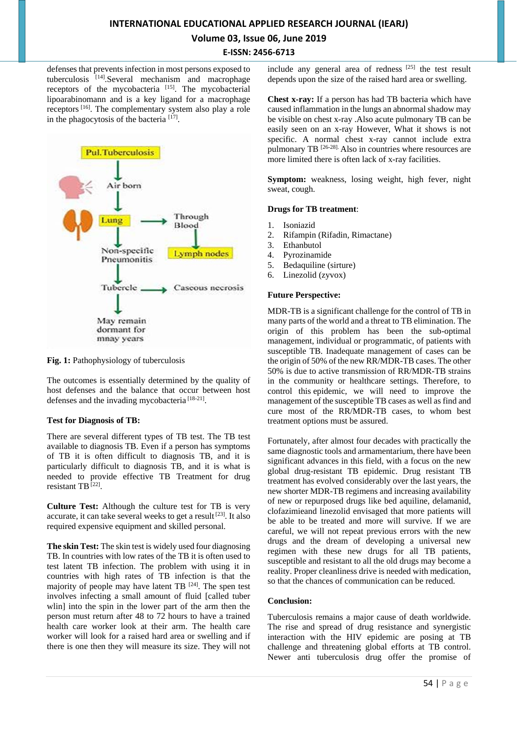defenses that prevents infection in most persons exposed to tuberculosis [14].Several mechanism and macrophage receptors of the mycobacteria [15]. The mycobacterial lipoarabinomann and is a key ligand for a macrophage receptors [16]. The complementary system also play a role in the phagocytosis of the bacteria [17].

**Fig. 1:** Pathophysiology of tuberculosis

The outcomes is essentially determined by the quality of host defenses and the balance that occur between host defenses and the invading mycobacteria [18-21].

**Test for Diagnosis of TB:**

There are several different types of TB test. The TB test available to diagnosis TB. Even if a person has symptoms of TB it is often difficult to diagnosis TB, and it is particularly difficult to diagnosis TB, and it is what is needed to provide effective TB Treatment for drug resistant TB [22].

**Culture Test:** Although the culture test for TB is very accurate, it can take several weeks to get a result [23]. It also required expensive equipment and skilled personal.

**The skin Test:** The skin test is widely used four diagnosing TB. In countries with low rates of the TB it is often used to test latent TB infection. The problem with using it in countries with high rates of TB infection is that the majority of people may have latent TB [24]. The spen test involves infecting a small amount of fluid [called tuber wlin] into the spin in the lower part of the arm then the person must return after 48 to 72 hours to have a trained health care worker look at their arm. The health care worker will look for a raised hard area or swelling and if there is one then they will measure its size. They will not include any general area of redness [25] the test result depends upon the size of the raised hard area or swelling.

**Chest x-ray:** If a person has had TB bacteria which have caused inflammation in the lungs an abnormal shadow may be visible on chest x-ray .Also acute pulmonary TB can be easily seen on an x-ray However, What it shows is not specific. A normal chest x-ray cannot include extra pulmonary TB [26-28]. Also in countries where resources are more limited there is often lack of x-ray facilities.

**Symptom:** weakness, losing weight, high fever, night sweat, cough.

**Drugs for TB treatment**:

1. Isoniazid
2. Rifampin (Rifadin, Rimactane)
3. Ethanbutol
4. Pyrozinamide
5. Bedaquiline (sirture)
6. Linezolid (zyvox)

**Future Perspective:**

MDR-TB is a significant challenge for the control of TB in many parts of the world and a threat to TB elimination. The origin of this problem has been the sub-optimal management, individual or programmatic, of patients with susceptible TB. Inadequate management of cases can be the origin of 50% of the new RR/MDR-TB cases. The other 50% is due to active transmission of RR/MDR-TB strains in the community or healthcare settings. Therefore, to control this epidemic, we will need to improve the management of the susceptible TB cases as well as find and cure most of the RR/MDR-TB cases, to whom best treatment options must be assured.

Fortunately, after almost four decades with practically the same diagnostic tools and armamentarium, there have been significant advances in this field, with a focus on the new global drug-resistant TB epidemic. Drug resistant TB treatment has evolved considerably over the last years, the new shorter MDR-TB regimens and increasing availability of new or repurposed drugs like bed aquiline, delamanid, clofazimieand linezolid envisaged that more patients will be able to be treated and more will survive. If we are careful, we will not repeat previous errors with the new drugs and the dream of developing a universal new regimen with these new drugs for all TB patients, susceptible and resistant to all the old drugs may become a reality. Proper cleanliness drive is needed with medication, so that the chances of communication can be reduced.

**Conclusion:**

Tuberculosis remains a major cause of death worldwide. The rise and spread of drug resistance and synergistic interaction with the HIV epidemic are posing at TB challenge and threatening global efforts at TB control. Newer anti tuberculosis drug offer the promise of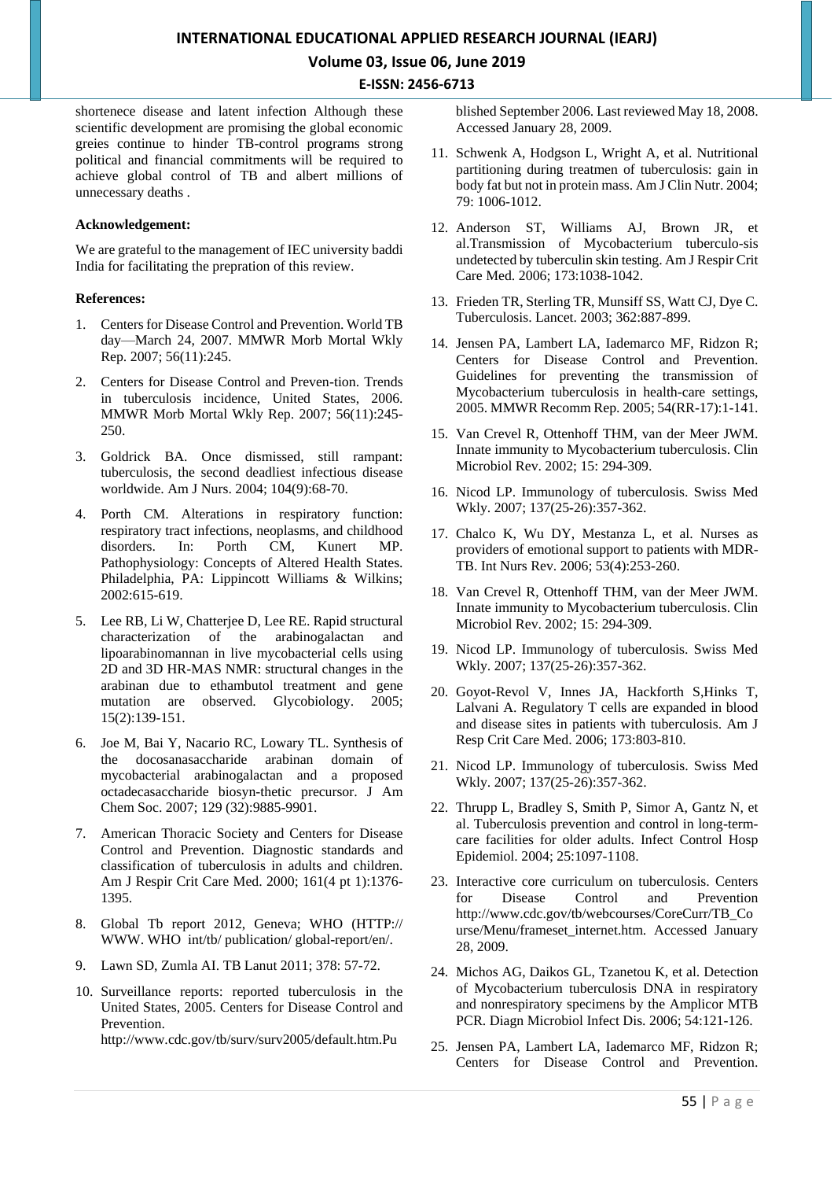shortenece disease and latent infection Although these scientific development are promising the global economic greies continue to hinder TB-control programs strong political and financial commitments will be required to achieve global control of TB and albert millions of unnecessary deaths .

**Acknowledgement:**

We are grateful to the management of IEC university baddi India for facilitating the prepration of this review.

**References:**

1. Centers for Disease Control and Prevention. World TB day—March 24, 2007. MMWR Morb Mortal Wkly Rep. 2007; 56(11):245.
2. Centers for Disease Control and Preven-tion. Trends in tuberculosis incidence, United States, 2006. MMWR Morb Mortal Wkly Rep. 2007; 56(11):245-250.
3. Goldrick BA. Once dismissed, still rampant: tuberculosis, the second deadliest infectious disease worldwide. Am J Nurs. 2004; 104(9):68-70.
4. Porth CM. Alterations in respiratory function: respiratory tract infections, neoplasms, and childhood disorders. In: Porth CM, Kunert MP. Pathophysiology: Concepts of Altered Health States. Philadelphia, PA: Lippincott Williams & Wilkins; 2002:615-619.
5. Lee RB, Li W, Chatterjee D, Lee RE. Rapid structural characterization of the arabinogalactan and lipoarabinomannan in live mycobacterial cells using 2D and 3D HR-MAS NMR: structural changes in the arabinan due to ethambutol treatment and gene mutation are observed. Glycobiology. 2005; 15(2):139-151.
6. Joe M, Bai Y, Nacario RC, Lowary TL. Synthesis of the docosanasaccharide arabinan domain of mycobacterial arabinogalactan and a proposed octadecasaccharide biosyn-thetic precursor. J Am Chem Soc. 2007; 129 (32):9885-9901.
7. American Thoracic Society and Centers for Disease Control and Prevention. Diagnostic standards and classification of tuberculosis in adults and children. Am J Respir Crit Care Med. 2000; 161(4 pt 1):1376-1395.
8. Global Tb report 2012, Geneva; WHO (HTTP:// WWW. WHO int/tb/ publication/ global-report/en/.
9. Lawn SD, Zumla AI. TB Lanut 2011; 378: 57-72.
10. Surveillance reports: reported tuberculosis in the United States, 2005. Centers for Disease Control and Prevention. http://www.cdc.gov/tb/surv/surv2005/default.htm.Published September 2006. Last reviewed May 18, 2008. Accessed January 28, 2009.
11. Schwenk A, Hodgson L, Wright A, et al. Nutritional partitioning during treatmen of tuberculosis: gain in body fat but not in protein mass. Am J Clin Nutr. 2004; 79: 1006-1012.
12. Anderson ST, Williams AJ, Brown JR, et al.Transmission of Mycobacterium tuberculo-sis undetected by tuberculin skin testing. Am J Respir Crit Care Med. 2006; 173:1038-1042.
13. Frieden TR, Sterling TR, Munsiff SS, Watt CJ, Dye C. Tuberculosis. Lancet. 2003; 362:887-899.
14. Jensen PA, Lambert LA, Iademarco MF, Ridzon R; Centers for Disease Control and Prevention. Guidelines for preventing the transmission of Mycobacterium tuberculosis in health-care settings, 2005. MMWR Recomm Rep. 2005; 54(RR-17):1-141.
15. Van Crevel R, Ottenhoff THM, van der Meer JWM. Innate immunity to Mycobacterium tuberculosis. Clin Microbiol Rev. 2002; 15: 294-309.
16. Nicod LP. Immunology of tuberculosis. Swiss Med Wkly. 2007; 137(25-26):357-362.
17. Chalco K, Wu DY, Mestanza L, et al. Nurses as providers of emotional support to patients with MDR-TB. Int Nurs Rev. 2006; 53(4):253-260.
18. Van Crevel R, Ottenhoff THM, van der Meer JWM. Innate immunity to Mycobacterium tuberculosis. Clin Microbiol Rev. 2002; 15: 294-309.
19. Nicod LP. Immunology of tuberculosis. Swiss Med Wkly. 2007; 137(25-26):357-362.
20. Goyot-Revol V, Innes JA, Hackforth S,Hinks T, Lalvani A. Regulatory T cells are expanded in blood and disease sites in patients with tuberculosis. Am J Resp Crit Care Med. 2006; 173:803-810.
21. Nicod LP. Immunology of tuberculosis. Swiss Med Wkly. 2007; 137(25-26):357-362.
22. Thrupp L, Bradley S, Smith P, Simor A, Gantz N, et al. Tuberculosis prevention and control in long-term-care facilities for older adults. Infect Control Hosp Epidemiol. 2004; 25:1097-1108.
23. Interactive core curriculum on tuberculosis. Centers for Disease Control and Prevention http://www.cdc.gov/tb/webcourses/CoreCurr/TB_Course/Menu/frameset_internet.htm. Accessed January 28, 2009.
24. Michos AG, Daikos GL, Tzanetou K, et al. Detection of Mycobacterium tuberculosis DNA in respiratory and nonrespiratory specimens by the Amplicor MTB PCR. Diagn Microbiol Infect Dis. 2006; 54:121-126.
25. Jensen PA, Lambert LA, Iademarco MF, Ridzon R; Centers for Disease Control and Prevention.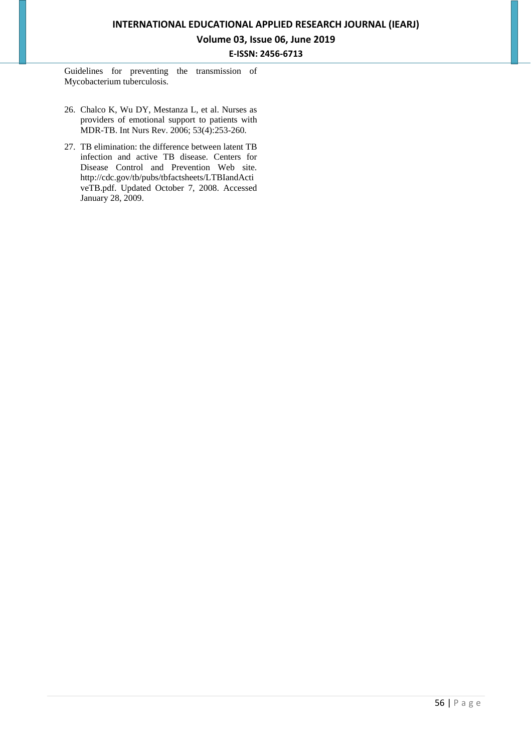Guidelines for preventing the transmission of Mycobacterium tuberculosis.

26. Chalco K, Wu DY, Mestanza L, et al. Nurses as providers of emotional support to patients with MDR-TB. Int Nurs Rev. 2006; 53(4):253-260.
27. TB elimination: the difference between latent TB infection and active TB disease. Centers for Disease Control and Prevention Web site. http://cdc.gov/tb/pubs/tbfactsheets/LTBIandActiveTB.pdf. Updated October 7, 2008. Accessed January 28, 2009.